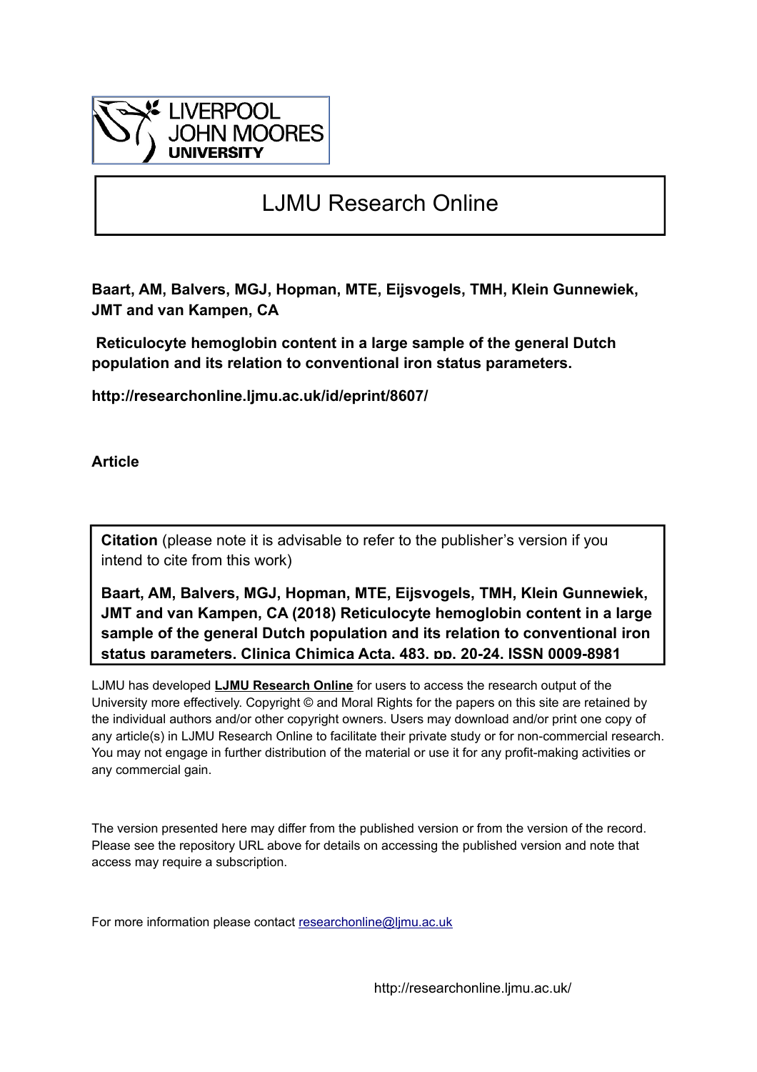# LJMU Research Online

**Baart, AM, Balvers, MGJ, Hopman, MTE, Eijsvogels, TMH, Klein Gunnewiek, JMT and van Kampen, CA**

**Reticulocyte hemoglobin content in a large sample of the general Dutch population and its relation to conventional iron status parameters.**

**http://researchonline.ljmu.ac.uk/id/eprint/8607/**

**Article**

**Citation** (please note it is advisable to refer to the publisher's version if you intend to cite from this work)

**Baart, AM, Balvers, MGJ, Hopman, MTE, Eijsvogels, TMH, Klein Gunnewiek, JMT and van Kampen, CA (2018) Reticulocyte hemoglobin content in a large sample of the general Dutch population and its relation to conventional iron status parameters. Clinica Chimica Acta, 483. pp. 20-24. ISSN 0009-8981**

LJMU has developed **LJMU Research Online** for users to access the research output of the University more effectively. Copyright © and Moral Rights for the papers on this site are retained by the individual authors and/or other copyright owners. Users may download and/or print one copy of any article(s) in LJMU Research Online to facilitate their private study or for non-commercial research. You may not engage in further distribution of the material or use it for any profit-making activities or any commercial gain.

The version presented here may differ from the published version or from the version of the record. Please see the repository URL above for details on accessing the published version and note that access may require a subscription.

For more information please contact researchonline@ljmu.ac.uk

http://researchonline.ljmu.ac.uk/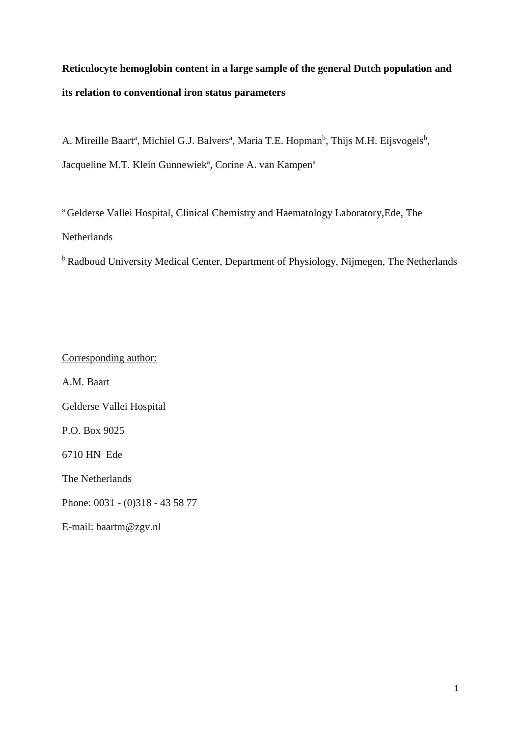**Reticulocyte hemoglobin content in a large sample of the general Dutch population and its relation to conventional iron status parameters**

A. Mireille Baart[a], Michiel G.J. Balvers[a], Maria T.E. Hopman[b], Thijs M.H. Eijsvogels[b], Jacqueline M.T. Klein Gunnewiek[a], Corine A. van Kampen[a]

[a] Gelderse Vallei Hospital, Clinical Chemistry and Haematology Laboratory,Ede, The Netherlands

[b] Radboud University Medical Center, Department of Physiology, Nijmegen, The Netherlands

Corresponding author:

A.M. Baart

Gelderse Vallei Hospital

P.O. Box 9025

6710 HN Ede

The Netherlands

Phone: 0031 - (0)318 - 43 58 77

E-mail: baartm@zgv.nl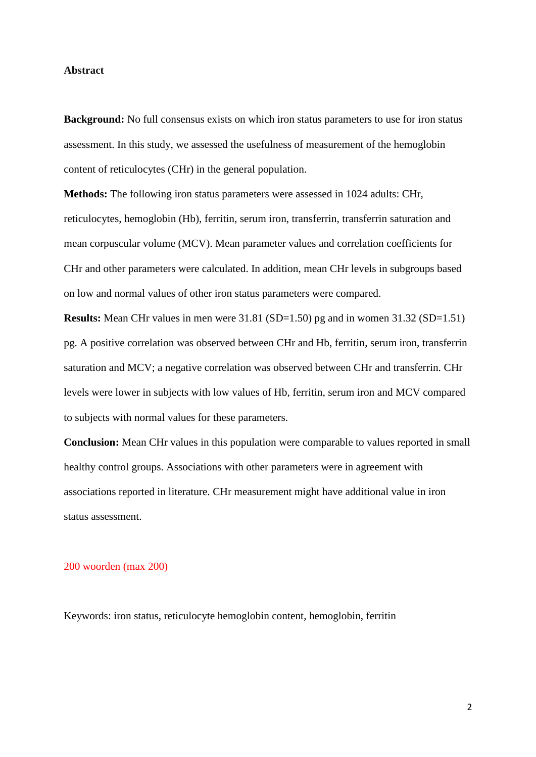**Abstract**

**Background:** No full consensus exists on which iron status parameters to use for iron status assessment. In this study, we assessed the usefulness of measurement of the hemoglobin content of reticulocytes (CHr) in the general population.

**Methods:** The following iron status parameters were assessed in 1024 adults: CHr, reticulocytes, hemoglobin (Hb), ferritin, serum iron, transferrin, transferrin saturation and mean corpuscular volume (MCV). Mean parameter values and correlation coefficients for CHr and other parameters were calculated. In addition, mean CHr levels in subgroups based on low and normal values of other iron status parameters were compared.

**Results:** Mean CHr values in men were 31.81 (SD=1.50) pg and in women 31.32 (SD=1.51) pg. A positive correlation was observed between CHr and Hb, ferritin, serum iron, transferrin saturation and MCV; a negative correlation was observed between CHr and transferrin. CHr levels were lower in subjects with low values of Hb, ferritin, serum iron and MCV compared to subjects with normal values for these parameters.

**Conclusion:** Mean CHr values in this population were comparable to values reported in small healthy control groups. Associations with other parameters were in agreement with associations reported in literature. CHr measurement might have additional value in iron status assessment.

200 woorden (max 200)

Keywords: iron status, reticulocyte hemoglobin content, hemoglobin, ferritin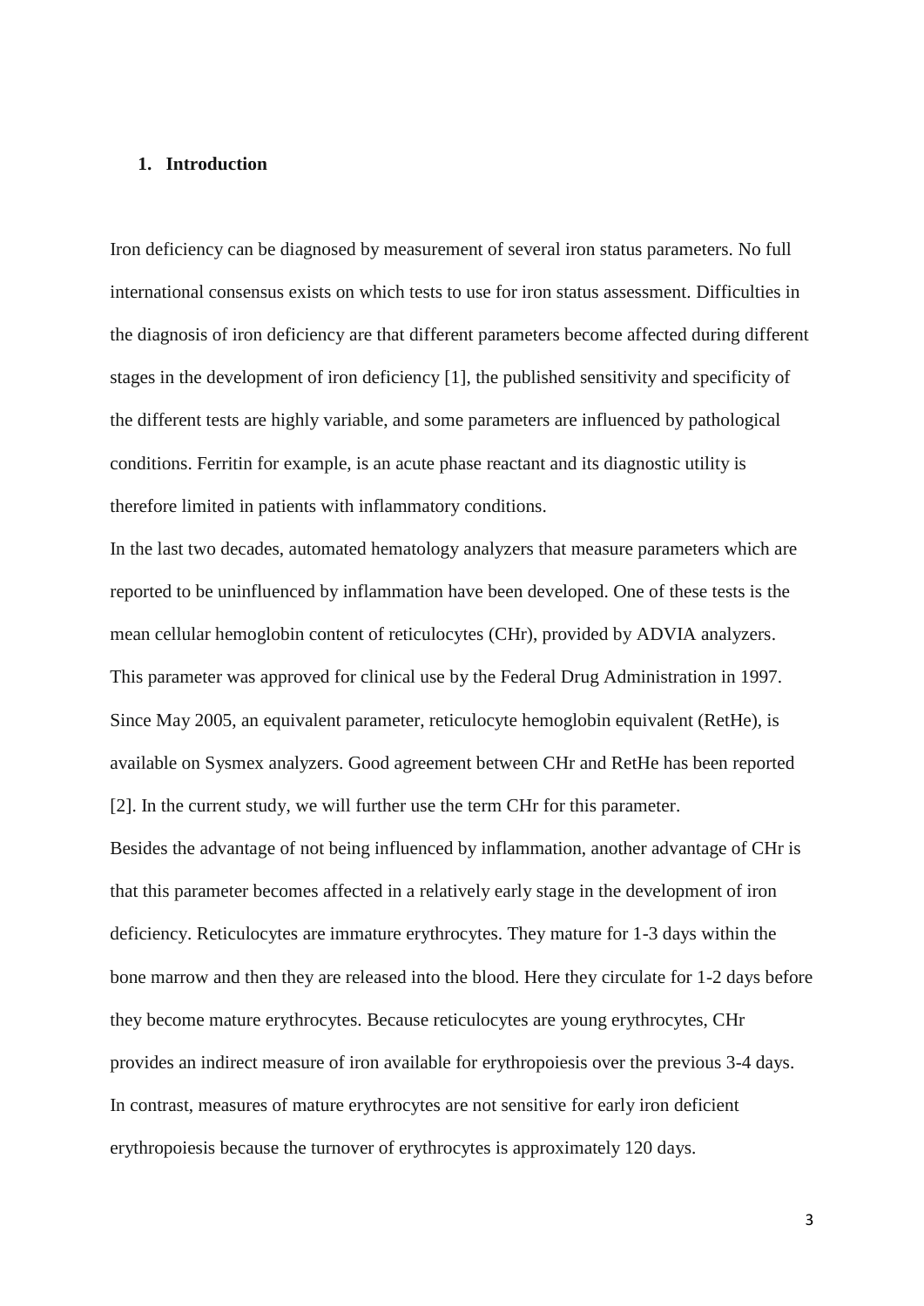## 1. Introduction

Iron deficiency can be diagnosed by measurement of several iron status parameters. No full international consensus exists on which tests to use for iron status assessment. Difficulties in the diagnosis of iron deficiency are that different parameters become affected during different stages in the development of iron deficiency [1], the published sensitivity and specificity of the different tests are highly variable, and some parameters are influenced by pathological conditions. Ferritin for example, is an acute phase reactant and its diagnostic utility is therefore limited in patients with inflammatory conditions.

In the last two decades, automated hematology analyzers that measure parameters which are reported to be uninfluenced by inflammation have been developed. One of these tests is the mean cellular hemoglobin content of reticulocytes (CHr), provided by ADVIA analyzers. This parameter was approved for clinical use by the Federal Drug Administration in 1997. Since May 2005, an equivalent parameter, reticulocyte hemoglobin equivalent (RetHe), is available on Sysmex analyzers. Good agreement between CHr and RetHe has been reported [2]. In the current study, we will further use the term CHr for this parameter.

Besides the advantage of not being influenced by inflammation, another advantage of CHr is that this parameter becomes affected in a relatively early stage in the development of iron deficiency. Reticulocytes are immature erythrocytes. They mature for 1-3 days within the bone marrow and then they are released into the blood. Here they circulate for 1-2 days before they become mature erythrocytes. Because reticulocytes are young erythrocytes, CHr provides an indirect measure of iron available for erythropoiesis over the previous 3-4 days. In contrast, measures of mature erythrocytes are not sensitive for early iron deficient erythropoiesis because the turnover of erythrocytes is approximately 120 days.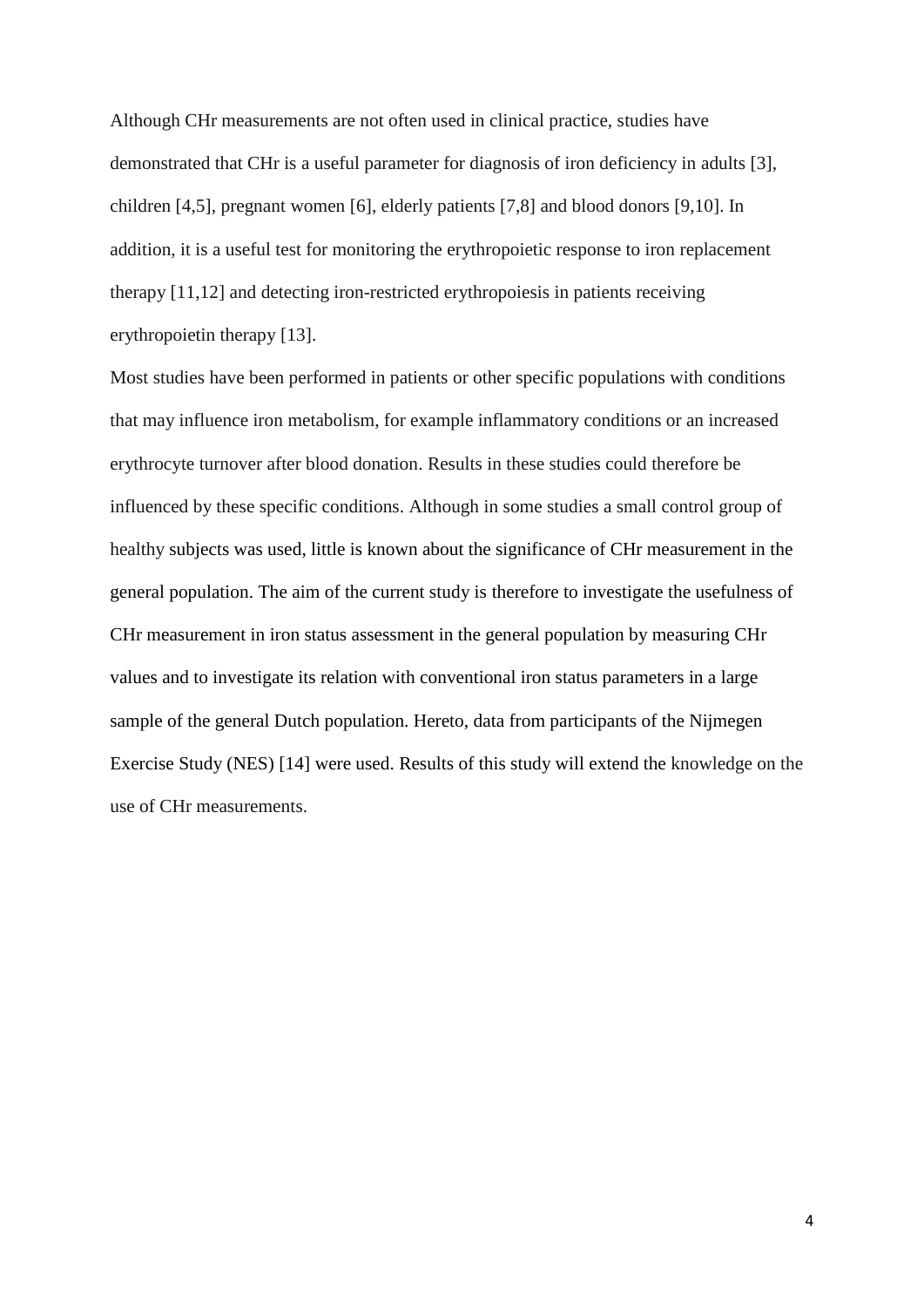Although CHr measurements are not often used in clinical practice, studies have demonstrated that CHr is a useful parameter for diagnosis of iron deficiency in adults [3], children [4,5], pregnant women [6], elderly patients [7,8] and blood donors [9,10]. In addition, it is a useful test for monitoring the erythropoietic response to iron replacement therapy [11,12] and detecting iron-restricted erythropoiesis in patients receiving erythropoietin therapy [13].

Most studies have been performed in patients or other specific populations with conditions that may influence iron metabolism, for example inflammatory conditions or an increased erythrocyte turnover after blood donation. Results in these studies could therefore be influenced by these specific conditions. Although in some studies a small control group of healthy subjects was used, little is known about the significance of CHr measurement in the general population. The aim of the current study is therefore to investigate the usefulness of CHr measurement in iron status assessment in the general population by measuring CHr values and to investigate its relation with conventional iron status parameters in a large sample of the general Dutch population. Hereto, data from participants of the Nijmegen Exercise Study (NES) [14] were used. Results of this study will extend the knowledge on the use of CHr measurements.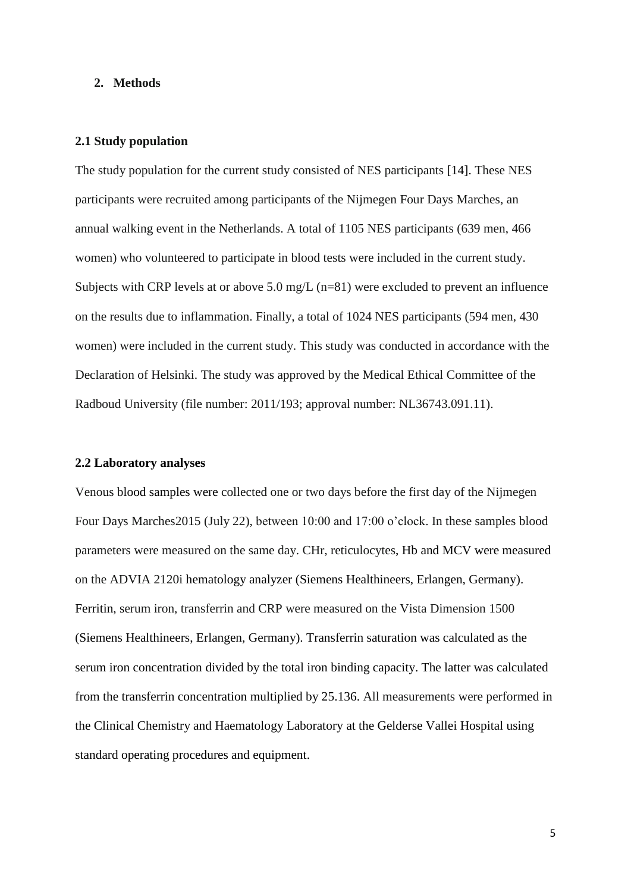## 2. Methods

### 2.1 Study population

The study population for the current study consisted of NES participants [14]. These NES participants were recruited among participants of the Nijmegen Four Days Marches, an annual walking event in the Netherlands. A total of 1105 NES participants (639 men, 466 women) who volunteered to participate in blood tests were included in the current study. Subjects with CRP levels at or above 5.0 mg/L (n=81) were excluded to prevent an influence on the results due to inflammation. Finally, a total of 1024 NES participants (594 men, 430 women) were included in the current study. This study was conducted in accordance with the Declaration of Helsinki. The study was approved by the Medical Ethical Committee of the Radboud University (file number: 2011/193; approval number: NL36743.091.11).

### 2.2 Laboratory analyses

Venous blood samples were collected one or two days before the first day of the Nijmegen Four Days Marches2015 (July 22), between 10:00 and 17:00 o'clock. In these samples blood parameters were measured on the same day. CHr, reticulocytes, Hb and MCV were measured on the ADVIA 2120i hematology analyzer (Siemens Healthineers, Erlangen, Germany). Ferritin, serum iron, transferrin and CRP were measured on the Vista Dimension 1500 (Siemens Healthineers, Erlangen, Germany). Transferrin saturation was calculated as the serum iron concentration divided by the total iron binding capacity. The latter was calculated from the transferrin concentration multiplied by 25.136. All measurements were performed in the Clinical Chemistry and Haematology Laboratory at the Gelderse Vallei Hospital using standard operating procedures and equipment.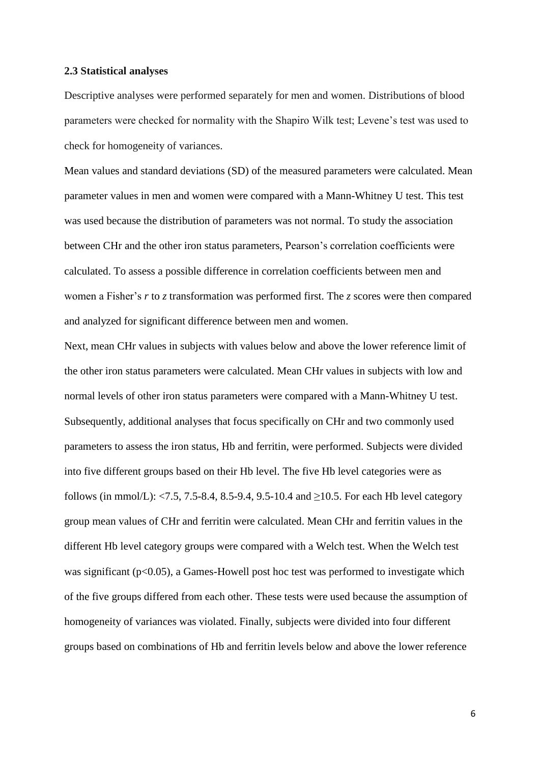### 2.3 Statistical analyses

Descriptive analyses were performed separately for men and women. Distributions of blood parameters were checked for normality with the Shapiro Wilk test; Levene's test was used to check for homogeneity of variances.

Mean values and standard deviations (SD) of the measured parameters were calculated. Mean parameter values in men and women were compared with a Mann-Whitney U test. This test was used because the distribution of parameters was not normal. To study the association between CHr and the other iron status parameters, Pearson's correlation coefficients were calculated. To assess a possible difference in correlation coefficients between men and women a Fisher's $r$ to $z$ transformation was performed first. The $z$ scores were then compared and analyzed for significant difference between men and women.

Next, mean CHr values in subjects with values below and above the lower reference limit of the other iron status parameters were calculated. Mean CHr values in subjects with low and normal levels of other iron status parameters were compared with a Mann-Whitney U test. Subsequently, additional analyses that focus specifically on CHr and two commonly used parameters to assess the iron status, Hb and ferritin, were performed. Subjects were divided into five different groups based on their Hb level. The five Hb level categories were as follows (in mmol/L): <7.5, 7.5-8.4, 8.5-9.4, 9.5-10.4 and ≥10.5. For each Hb level category group mean values of CHr and ferritin were calculated. Mean CHr and ferritin values in the different Hb level category groups were compared with a Welch test. When the Welch test was significant ($p<0.05$), a Games-Howell post hoc test was performed to investigate which of the five groups differed from each other. These tests were used because the assumption of homogeneity of variances was violated. Finally, subjects were divided into four different groups based on combinations of Hb and ferritin levels below and above the lower reference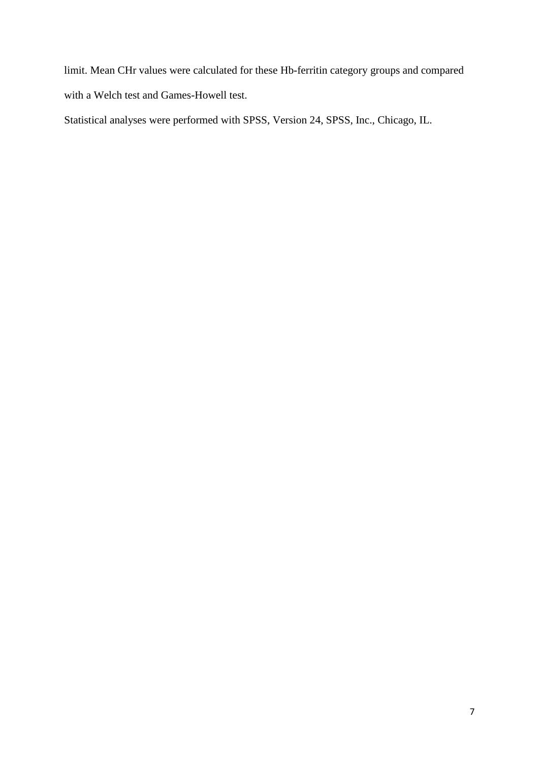limit. Mean CHr values were calculated for these Hb-ferritin category groups and compared with a Welch test and Games-Howell test.

Statistical analyses were performed with SPSS, Version 24, SPSS, Inc., Chicago, IL.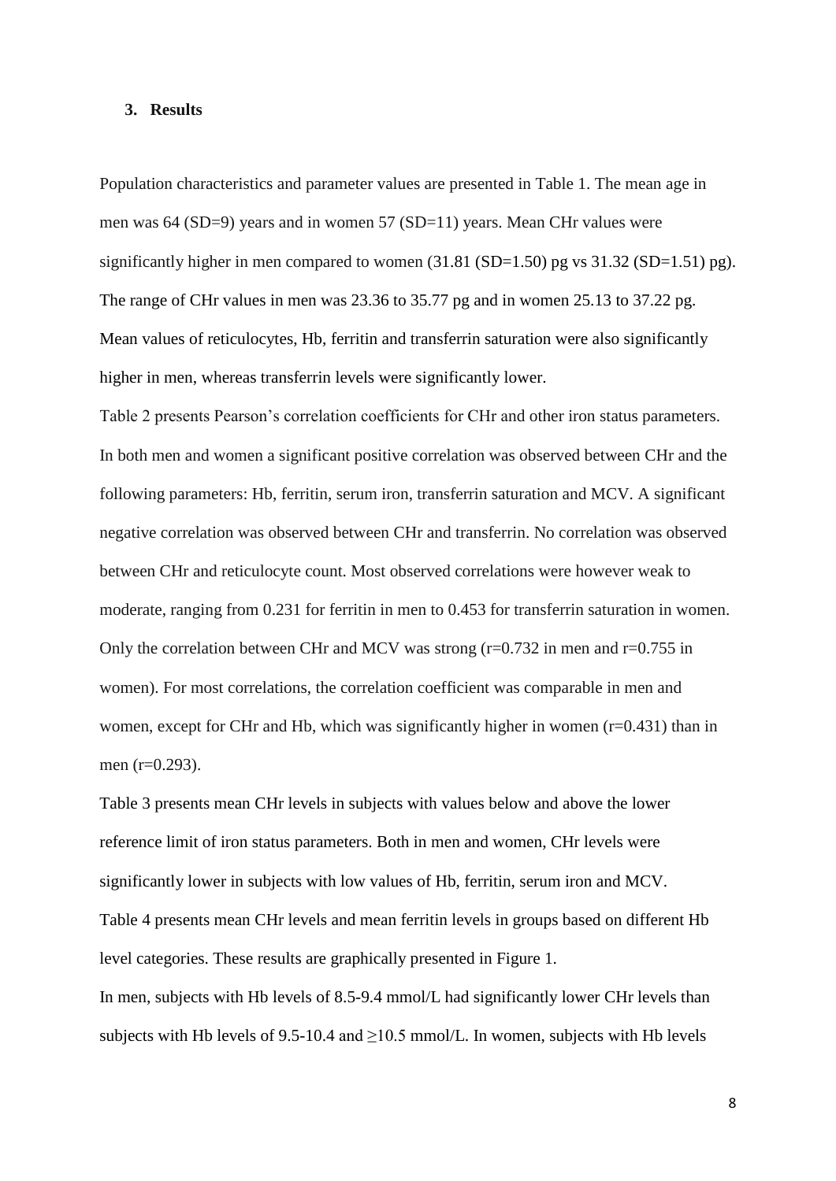## 3. Results

Population characteristics and parameter values are presented in Table 1. The mean age in men was 64 (SD=9) years and in women 57 (SD=11) years. Mean CHr values were significantly higher in men compared to women (31.81 (SD=1.50) pg vs 31.32 (SD=1.51) pg). The range of CHr values in men was 23.36 to 35.77 pg and in women 25.13 to 37.22 pg. Mean values of reticulocytes, Hb, ferritin and transferrin saturation were also significantly higher in men, whereas transferrin levels were significantly lower.

Table 2 presents Pearson's correlation coefficients for CHr and other iron status parameters. In both men and women a significant positive correlation was observed between CHr and the following parameters: Hb, ferritin, serum iron, transferrin saturation and MCV. A significant negative correlation was observed between CHr and transferrin. No correlation was observed between CHr and reticulocyte count. Most observed correlations were however weak to moderate, ranging from 0.231 for ferritin in men to 0.453 for transferrin saturation in women. Only the correlation between CHr and MCV was strong (r=0.732 in men and r=0.755 in women). For most correlations, the correlation coefficient was comparable in men and women, except for CHr and Hb, which was significantly higher in women (r=0.431) than in men (r=0.293).

Table 3 presents mean CHr levels in subjects with values below and above the lower reference limit of iron status parameters. Both in men and women, CHr levels were significantly lower in subjects with low values of Hb, ferritin, serum iron and MCV.

Table 4 presents mean CHr levels and mean ferritin levels in groups based on different Hb level categories. These results are graphically presented in Figure 1.

In men, subjects with Hb levels of 8.5-9.4 mmol/L had significantly lower CHr levels than subjects with Hb levels of 9.5-10.4 and ≥10.5 mmol/L. In women, subjects with Hb levels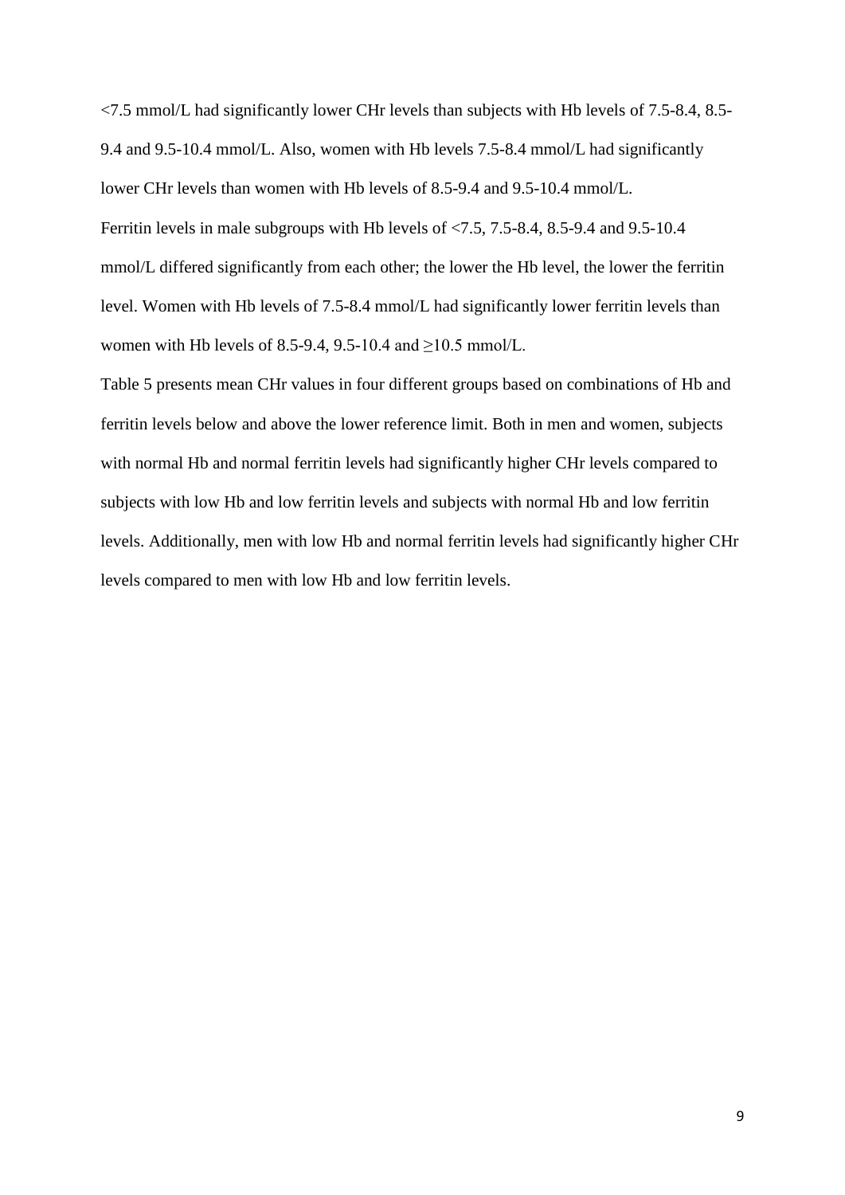<7.5 mmol/L had significantly lower CHr levels than subjects with Hb levels of 7.5-8.4, 8.5-9.4 and 9.5-10.4 mmol/L. Also, women with Hb levels 7.5-8.4 mmol/L had significantly lower CHr levels than women with Hb levels of 8.5-9.4 and 9.5-10.4 mmol/L.

Ferritin levels in male subgroups with Hb levels of <7.5, 7.5-8.4, 8.5-9.4 and 9.5-10.4 mmol/L differed significantly from each other; the lower the Hb level, the lower the ferritin level. Women with Hb levels of 7.5-8.4 mmol/L had significantly lower ferritin levels than women with Hb levels of 8.5-9.4, 9.5-10.4 and ≥10.5 mmol/L.

Table 5 presents mean CHr values in four different groups based on combinations of Hb and ferritin levels below and above the lower reference limit. Both in men and women, subjects with normal Hb and normal ferritin levels had significantly higher CHr levels compared to subjects with low Hb and low ferritin levels and subjects with normal Hb and low ferritin levels. Additionally, men with low Hb and normal ferritin levels had significantly higher CHr levels compared to men with low Hb and low ferritin levels.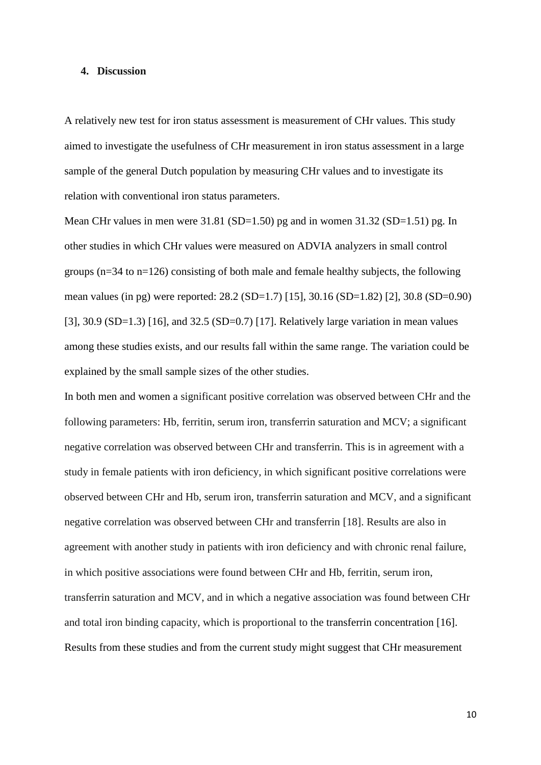## 4. Discussion

A relatively new test for iron status assessment is measurement of CHr values. This study aimed to investigate the usefulness of CHr measurement in iron status assessment in a large sample of the general Dutch population by measuring CHr values and to investigate its relation with conventional iron status parameters.

Mean CHr values in men were 31.81 (SD=1.50) pg and in women 31.32 (SD=1.51) pg. In other studies in which CHr values were measured on ADVIA analyzers in small control groups (n=34 to n=126) consisting of both male and female healthy subjects, the following mean values (in pg) were reported: 28.2 (SD=1.7) [15], 30.16 (SD=1.82) [2], 30.8 (SD=0.90) [3], 30.9 (SD=1.3) [16], and 32.5 (SD=0.7) [17]. Relatively large variation in mean values among these studies exists, and our results fall within the same range. The variation could be explained by the small sample sizes of the other studies.

In both men and women a significant positive correlation was observed between CHr and the following parameters: Hb, ferritin, serum iron, transferrin saturation and MCV; a significant negative correlation was observed between CHr and transferrin. This is in agreement with a study in female patients with iron deficiency, in which significant positive correlations were observed between CHr and Hb, serum iron, transferrin saturation and MCV, and a significant negative correlation was observed between CHr and transferrin [18]. Results are also in agreement with another study in patients with iron deficiency and with chronic renal failure, in which positive associations were found between CHr and Hb, ferritin, serum iron, transferrin saturation and MCV, and in which a negative association was found between CHr and total iron binding capacity, which is proportional to the transferrin concentration [16]. Results from these studies and from the current study might suggest that CHr measurement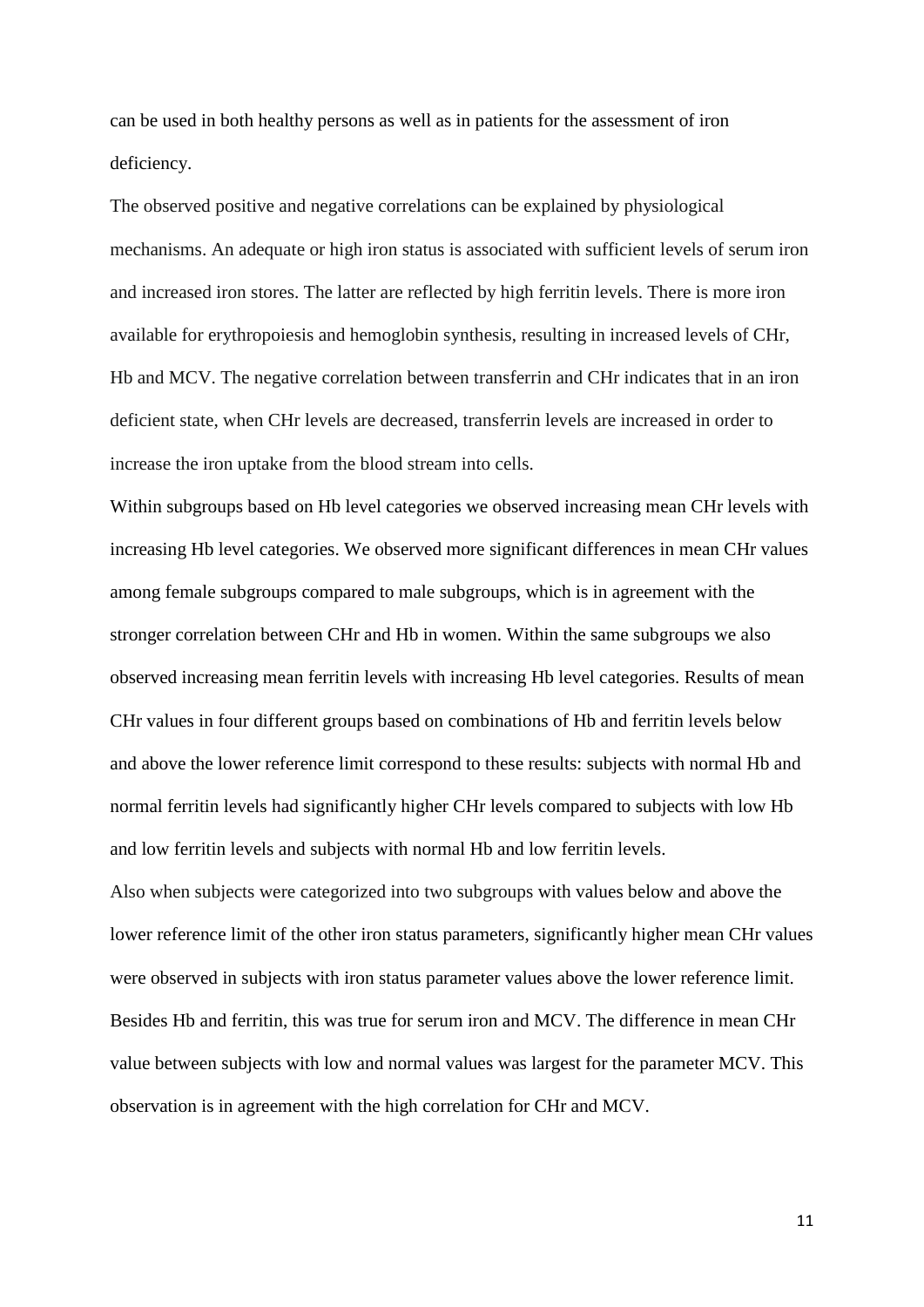can be used in both healthy persons as well as in patients for the assessment of iron deficiency.

The observed positive and negative correlations can be explained by physiological mechanisms. An adequate or high iron status is associated with sufficient levels of serum iron and increased iron stores. The latter are reflected by high ferritin levels. There is more iron available for erythropoiesis and hemoglobin synthesis, resulting in increased levels of CHr, Hb and MCV. The negative correlation between transferrin and CHr indicates that in an iron deficient state, when CHr levels are decreased, transferrin levels are increased in order to increase the iron uptake from the blood stream into cells.

Within subgroups based on Hb level categories we observed increasing mean CHr levels with increasing Hb level categories. We observed more significant differences in mean CHr values among female subgroups compared to male subgroups, which is in agreement with the stronger correlation between CHr and Hb in women. Within the same subgroups we also observed increasing mean ferritin levels with increasing Hb level categories. Results of mean CHr values in four different groups based on combinations of Hb and ferritin levels below and above the lower reference limit correspond to these results: subjects with normal Hb and normal ferritin levels had significantly higher CHr levels compared to subjects with low Hb and low ferritin levels and subjects with normal Hb and low ferritin levels.

Also when subjects were categorized into two subgroups with values below and above the lower reference limit of the other iron status parameters, significantly higher mean CHr values were observed in subjects with iron status parameter values above the lower reference limit. Besides Hb and ferritin, this was true for serum iron and MCV. The difference in mean CHr value between subjects with low and normal values was largest for the parameter MCV. This observation is in agreement with the high correlation for CHr and MCV.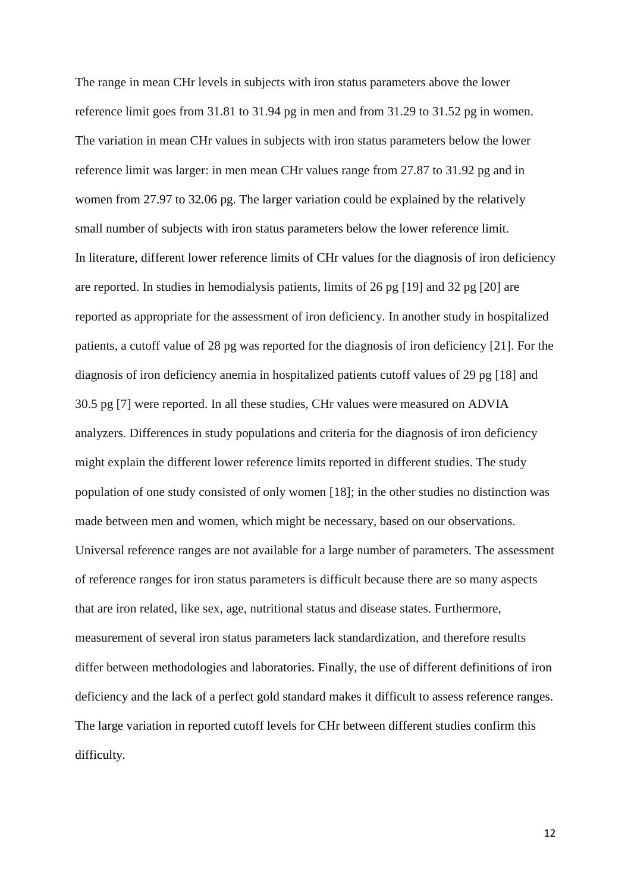The range in mean CHr levels in subjects with iron status parameters above the lower reference limit goes from 31.81 to 31.94 pg in men and from 31.29 to 31.52 pg in women. The variation in mean CHr values in subjects with iron status parameters below the lower reference limit was larger: in men mean CHr values range from 27.87 to 31.92 pg and in women from 27.97 to 32.06 pg. The larger variation could be explained by the relatively small number of subjects with iron status parameters below the lower reference limit.

In literature, different lower reference limits of CHr values for the diagnosis of iron deficiency are reported. In studies in hemodialysis patients, limits of 26 pg [19] and 32 pg [20] are reported as appropriate for the assessment of iron deficiency. In another study in hospitalized patients, a cutoff value of 28 pg was reported for the diagnosis of iron deficiency [21]. For the diagnosis of iron deficiency anemia in hospitalized patients cutoff values of 29 pg [18] and 30.5 pg [7] were reported. In all these studies, CHr values were measured on ADVIA analyzers. Differences in study populations and criteria for the diagnosis of iron deficiency might explain the different lower reference limits reported in different studies. The study population of one study consisted of only women [18]; in the other studies no distinction was made between men and women, which might be necessary, based on our observations.

Universal reference ranges are not available for a large number of parameters. The assessment of reference ranges for iron status parameters is difficult because there are so many aspects that are iron related, like sex, age, nutritional status and disease states. Furthermore, measurement of several iron status parameters lack standardization, and therefore results differ between methodologies and laboratories. Finally, the use of different definitions of iron deficiency and the lack of a perfect gold standard makes it difficult to assess reference ranges. The large variation in reported cutoff levels for CHr between different studies confirm this difficulty.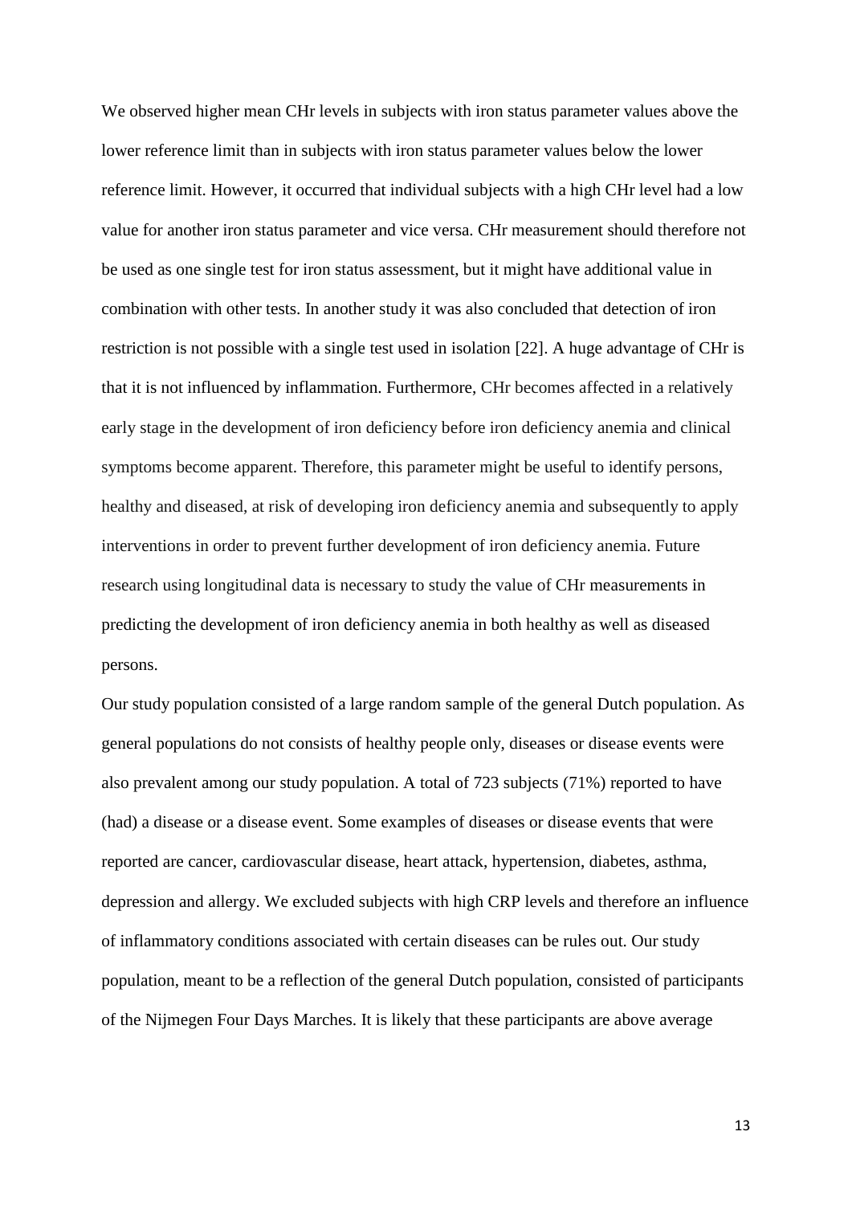We observed higher mean CHr levels in subjects with iron status parameter values above the lower reference limit than in subjects with iron status parameter values below the lower reference limit. However, it occurred that individual subjects with a high CHr level had a low value for another iron status parameter and vice versa. CHr measurement should therefore not be used as one single test for iron status assessment, but it might have additional value in combination with other tests. In another study it was also concluded that detection of iron restriction is not possible with a single test used in isolation [22]. A huge advantage of CHr is that it is not influenced by inflammation. Furthermore, CHr becomes affected in a relatively early stage in the development of iron deficiency before iron deficiency anemia and clinical symptoms become apparent. Therefore, this parameter might be useful to identify persons, healthy and diseased, at risk of developing iron deficiency anemia and subsequently to apply interventions in order to prevent further development of iron deficiency anemia. Future research using longitudinal data is necessary to study the value of CHr measurements in predicting the development of iron deficiency anemia in both healthy as well as diseased persons.

Our study population consisted of a large random sample of the general Dutch population. As general populations do not consists of healthy people only, diseases or disease events were also prevalent among our study population. A total of 723 subjects (71%) reported to have (had) a disease or a disease event. Some examples of diseases or disease events that were reported are cancer, cardiovascular disease, heart attack, hypertension, diabetes, asthma, depression and allergy. We excluded subjects with high CRP levels and therefore an influence of inflammatory conditions associated with certain diseases can be rules out. Our study population, meant to be a reflection of the general Dutch population, consisted of participants of the Nijmegen Four Days Marches. It is likely that these participants are above average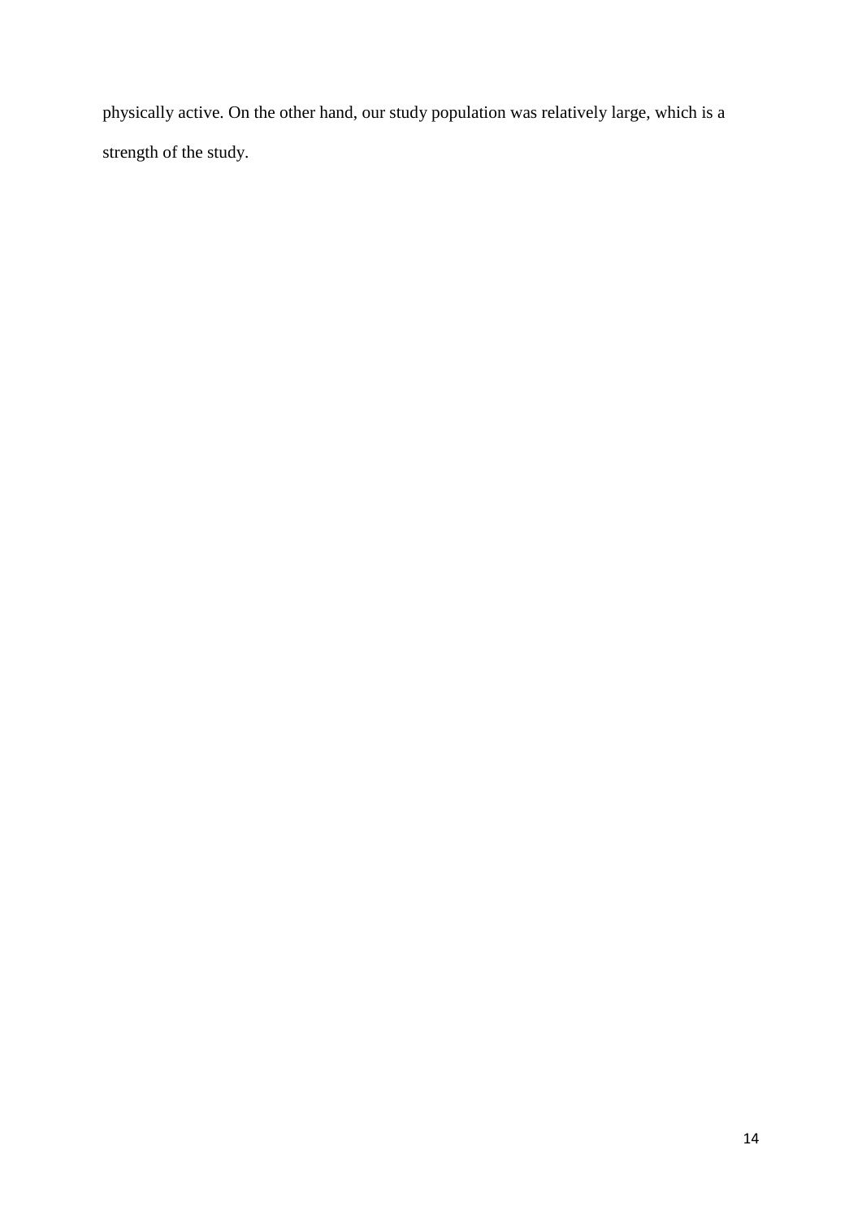physically active. On the other hand, our study population was relatively large, which is a strength of the study.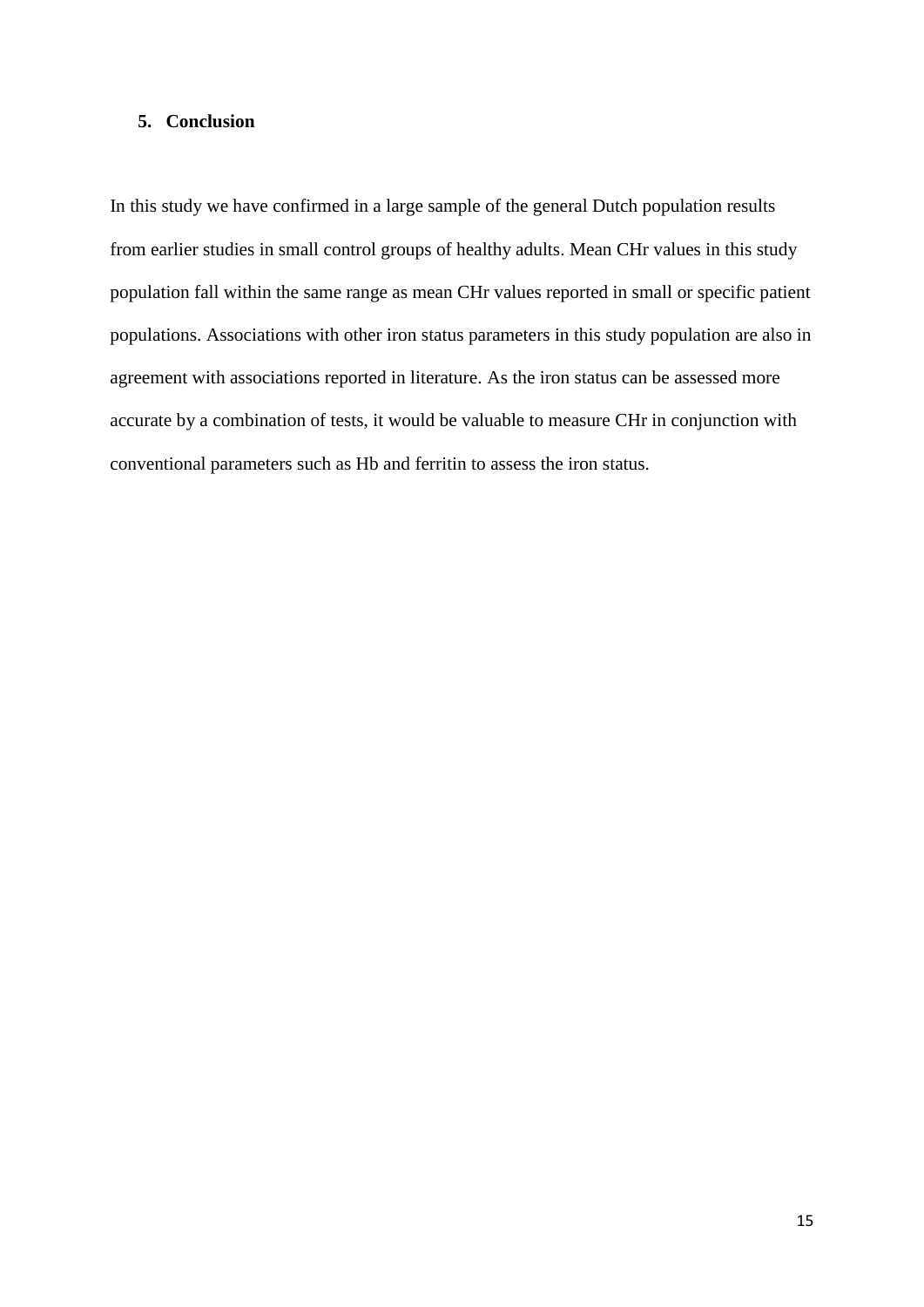## 5. Conclusion

In this study we have confirmed in a large sample of the general Dutch population results from earlier studies in small control groups of healthy adults. Mean CHr values in this study population fall within the same range as mean CHr values reported in small or specific patient populations. Associations with other iron status parameters in this study population are also in agreement with associations reported in literature. As the iron status can be assessed more accurate by a combination of tests, it would be valuable to measure CHr in conjunction with conventional parameters such as Hb and ferritin to assess the iron status.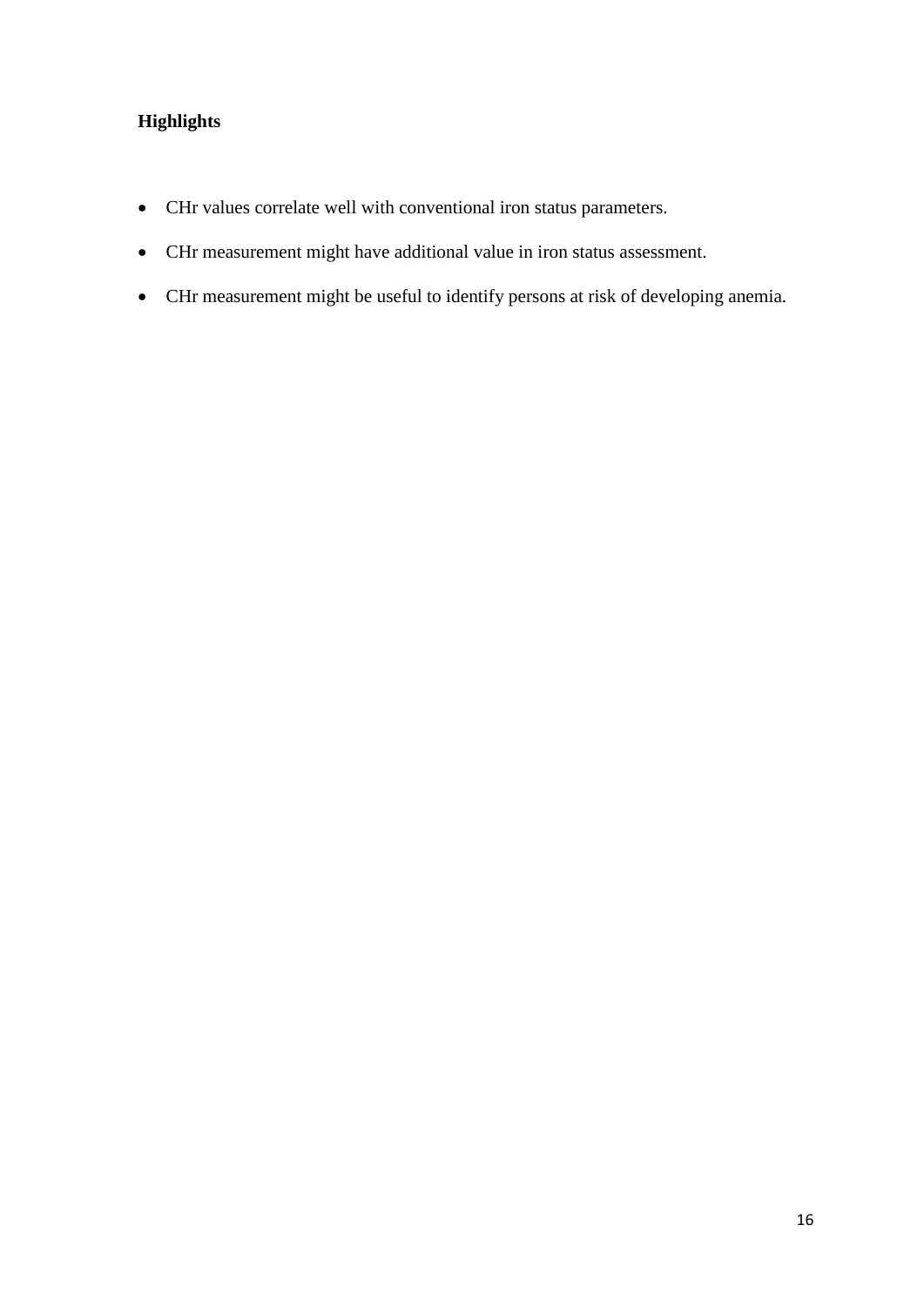**Highlights**

- CHr values correlate well with conventional iron status parameters.
- CHr measurement might have additional value in iron status assessment.
- CHr measurement might be useful to identify persons at risk of developing anemia.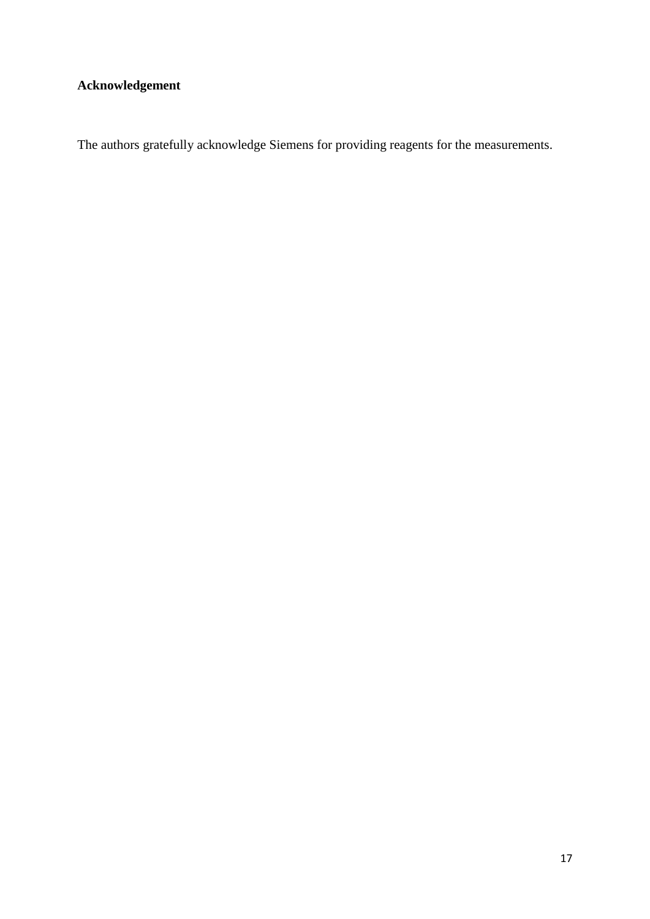## Acknowledgement

The authors gratefully acknowledge Siemens for providing reagents for the measurements.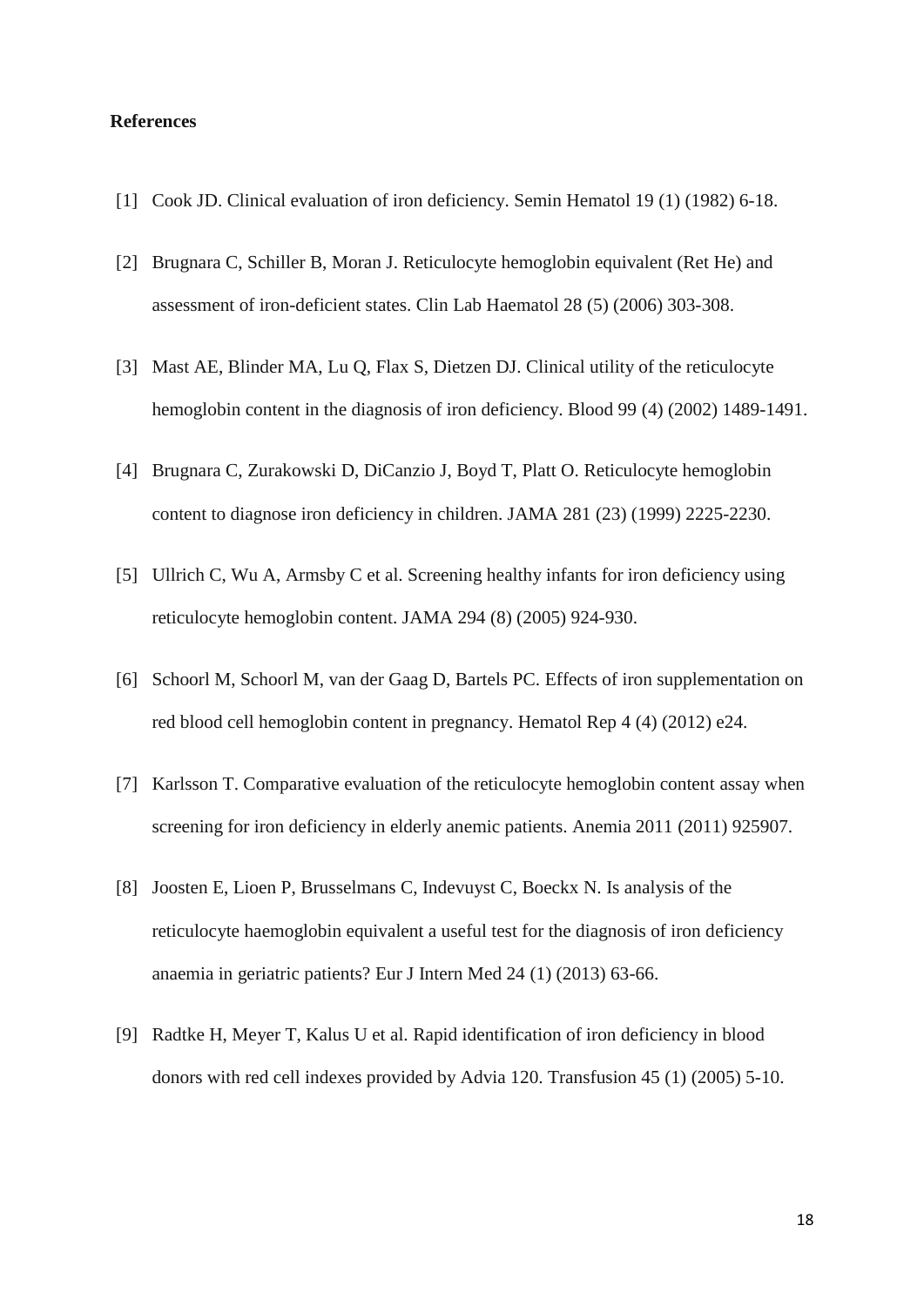**References**

[1] Cook JD. Clinical evaluation of iron deficiency. Semin Hematol 19 (1) (1982) 6-18.

[2] Brugnara C, Schiller B, Moran J. Reticulocyte hemoglobin equivalent (Ret He) and assessment of iron-deficient states. Clin Lab Haematol 28 (5) (2006) 303-308.

[3] Mast AE, Blinder MA, Lu Q, Flax S, Dietzen DJ. Clinical utility of the reticulocyte hemoglobin content in the diagnosis of iron deficiency. Blood 99 (4) (2002) 1489-1491.

[4] Brugnara C, Zurakowski D, DiCanzio J, Boyd T, Platt O. Reticulocyte hemoglobin content to diagnose iron deficiency in children. JAMA 281 (23) (1999) 2225-2230.

[5] Ullrich C, Wu A, Armsby C et al. Screening healthy infants for iron deficiency using reticulocyte hemoglobin content. JAMA 294 (8) (2005) 924-930.

[6] Schoorl M, Schoorl M, van der Gaag D, Bartels PC. Effects of iron supplementation on red blood cell hemoglobin content in pregnancy. Hematol Rep 4 (4) (2012) e24.

[7] Karlsson T. Comparative evaluation of the reticulocyte hemoglobin content assay when screening for iron deficiency in elderly anemic patients. Anemia 2011 (2011) 925907.

[8] Joosten E, Lioen P, Brusselmans C, Indevuyst C, Boeckx N. Is analysis of the reticulocyte haemoglobin equivalent a useful test for the diagnosis of iron deficiency anaemia in geriatric patients? Eur J Intern Med 24 (1) (2013) 63-66.

[9] Radtke H, Meyer T, Kalus U et al. Rapid identification of iron deficiency in blood donors with red cell indexes provided by Advia 120. Transfusion 45 (1) (2005) 5-10.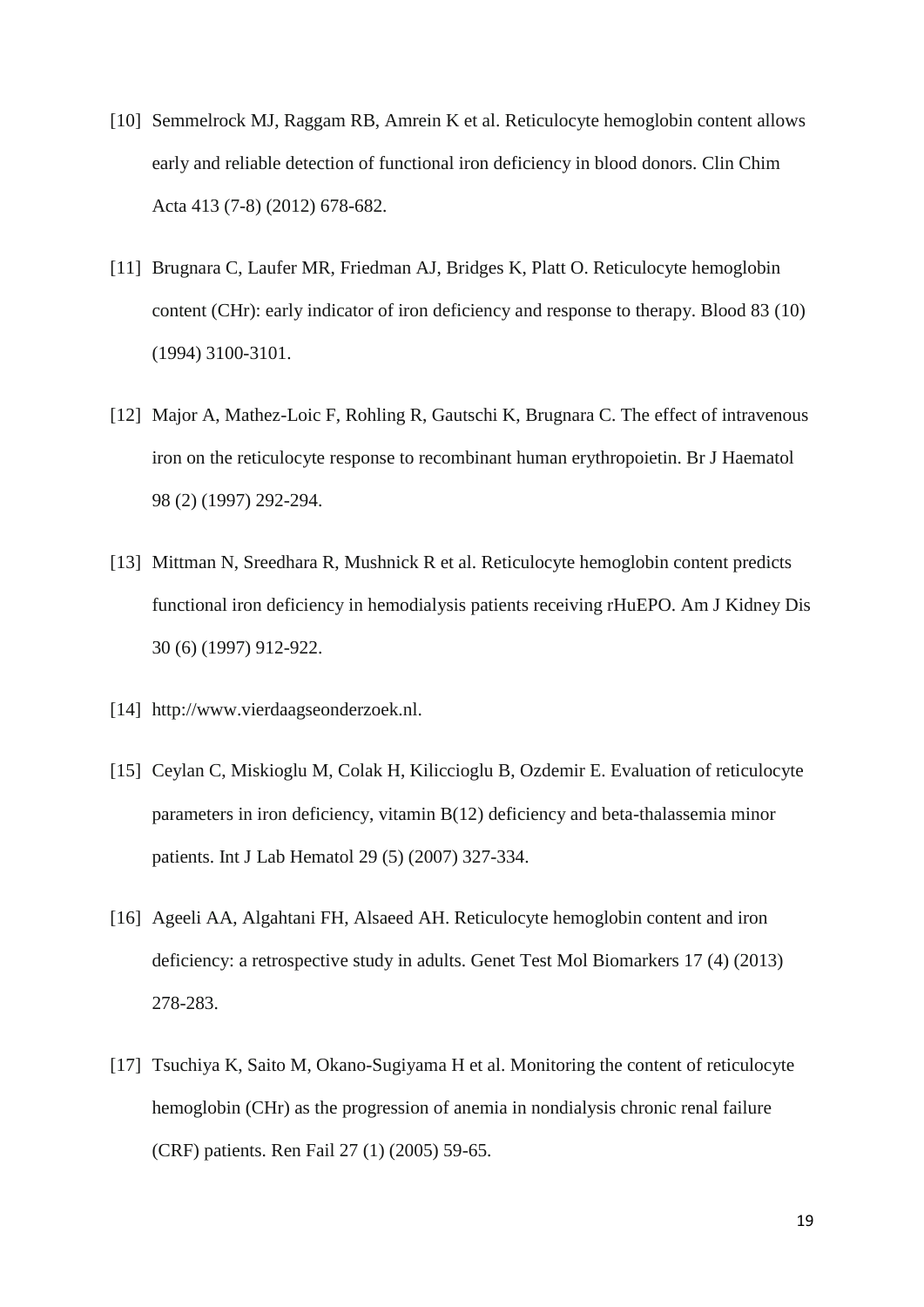[10] Semmelrock MJ, Raggam RB, Amrein K et al. Reticulocyte hemoglobin content allows early and reliable detection of functional iron deficiency in blood donors. Clin Chim Acta 413 (7-8) (2012) 678-682.

[11] Brugnara C, Laufer MR, Friedman AJ, Bridges K, Platt O. Reticulocyte hemoglobin content (CHr): early indicator of iron deficiency and response to therapy. Blood 83 (10) (1994) 3100-3101.

[12] Major A, Mathez-Loic F, Rohling R, Gautschi K, Brugnara C. The effect of intravenous iron on the reticulocyte response to recombinant human erythropoietin. Br J Haematol 98 (2) (1997) 292-294.

[13] Mittman N, Sreedhara R, Mushnick R et al. Reticulocyte hemoglobin content predicts functional iron deficiency in hemodialysis patients receiving rHuEPO. Am J Kidney Dis 30 (6) (1997) 912-922.

[14] http://www.vierdaagseonderzoek.nl.

[15] Ceylan C, Miskioglu M, Colak H, Kiliccioglu B, Ozdemir E. Evaluation of reticulocyte parameters in iron deficiency, vitamin B(12) deficiency and beta-thalassemia minor patients. Int J Lab Hematol 29 (5) (2007) 327-334.

[16] Ageeli AA, Algahtani FH, Alsaeed AH. Reticulocyte hemoglobin content and iron deficiency: a retrospective study in adults. Genet Test Mol Biomarkers 17 (4) (2013) 278-283.

[17] Tsuchiya K, Saito M, Okano-Sugiyama H et al. Monitoring the content of reticulocyte hemoglobin (CHr) as the progression of anemia in nondialysis chronic renal failure (CRF) patients. Ren Fail 27 (1) (2005) 59-65.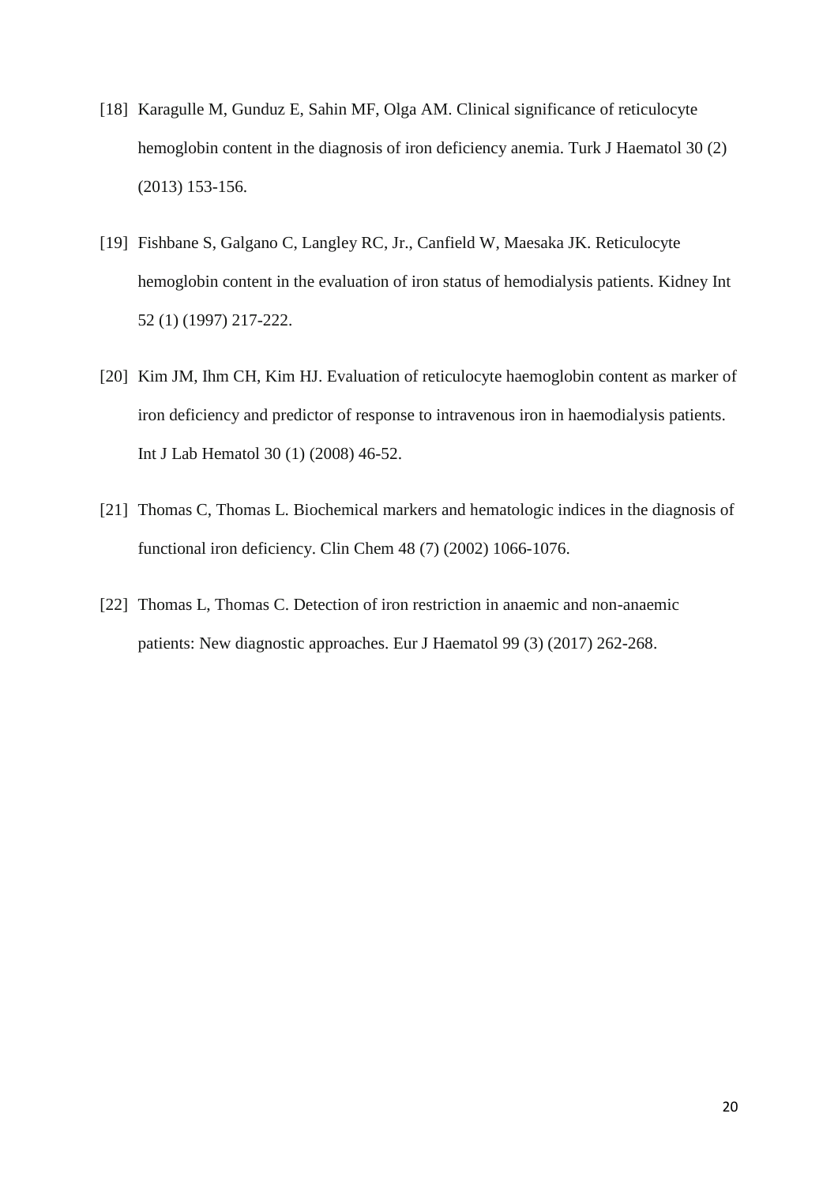[18] Karagulle M, Gunduz E, Sahin MF, Olga AM. Clinical significance of reticulocyte hemoglobin content in the diagnosis of iron deficiency anemia. Turk J Haematol 30 (2) (2013) 153-156.

[19] Fishbane S, Galgano C, Langley RC, Jr., Canfield W, Maesaka JK. Reticulocyte hemoglobin content in the evaluation of iron status of hemodialysis patients. Kidney Int 52 (1) (1997) 217-222.

[20] Kim JM, Ihm CH, Kim HJ. Evaluation of reticulocyte haemoglobin content as marker of iron deficiency and predictor of response to intravenous iron in haemodialysis patients. Int J Lab Hematol 30 (1) (2008) 46-52.

[21] Thomas C, Thomas L. Biochemical markers and hematologic indices in the diagnosis of functional iron deficiency. Clin Chem 48 (7) (2002) 1066-1076.

[22] Thomas L, Thomas C. Detection of iron restriction in anaemic and non-anaemic patients: New diagnostic approaches. Eur J Haematol 99 (3) (2017) 262-268.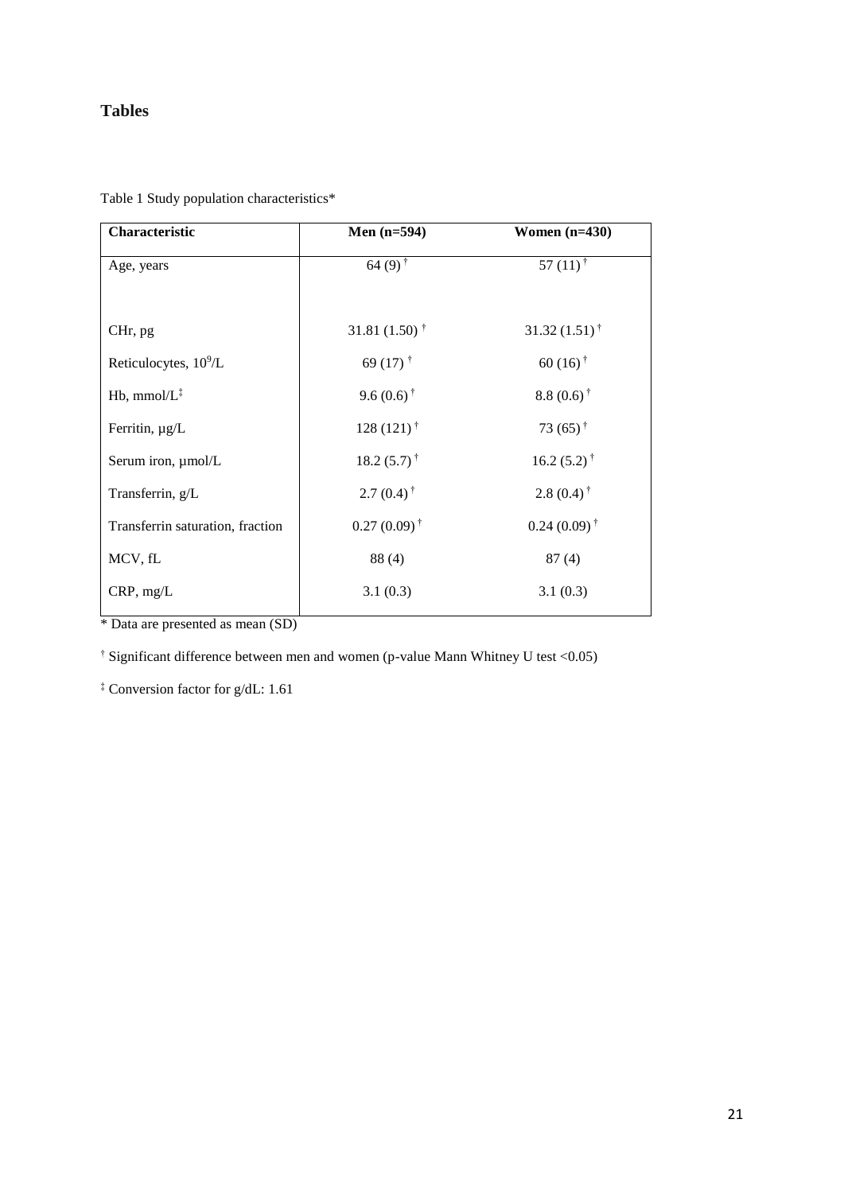# Tables

Table 1 Study population characteristics*

| Characteristic | Men (n=594) | Women (n=430) |
|---|---|---|
| Age, years | 64 (9) † | 57 (11) † |
| CHr, pg | 31.81 (1.50) † | 31.32 (1.51) † |
| Reticulocytes, $10^9$/L | 69 (17) † | 60 (16) † |
| Hb, mmol/L‡ | 9.6 (0.6) † | 8.8 (0.6) † |
| Ferritin, µg/L | 128 (121) † | 73 (65) † |
| Serum iron, µmol/L | 18.2 (5.7) † | 16.2 (5.2) † |
| Transferrin, g/L | 2.7 (0.4) † | 2.8 (0.4) † |
| Transferrin saturation, fraction | 0.27 (0.09) † | 0.24 (0.09) † |
| MCV, fL | 88 (4) | 87 (4) |
| CRP, mg/L | 3.1 (0.3) | 3.1 (0.3) |

* Data are presented as mean (SD)

† Significant difference between men and women (p-value Mann Whitney U test <0.05)

‡ Conversion factor for g/dL: 1.61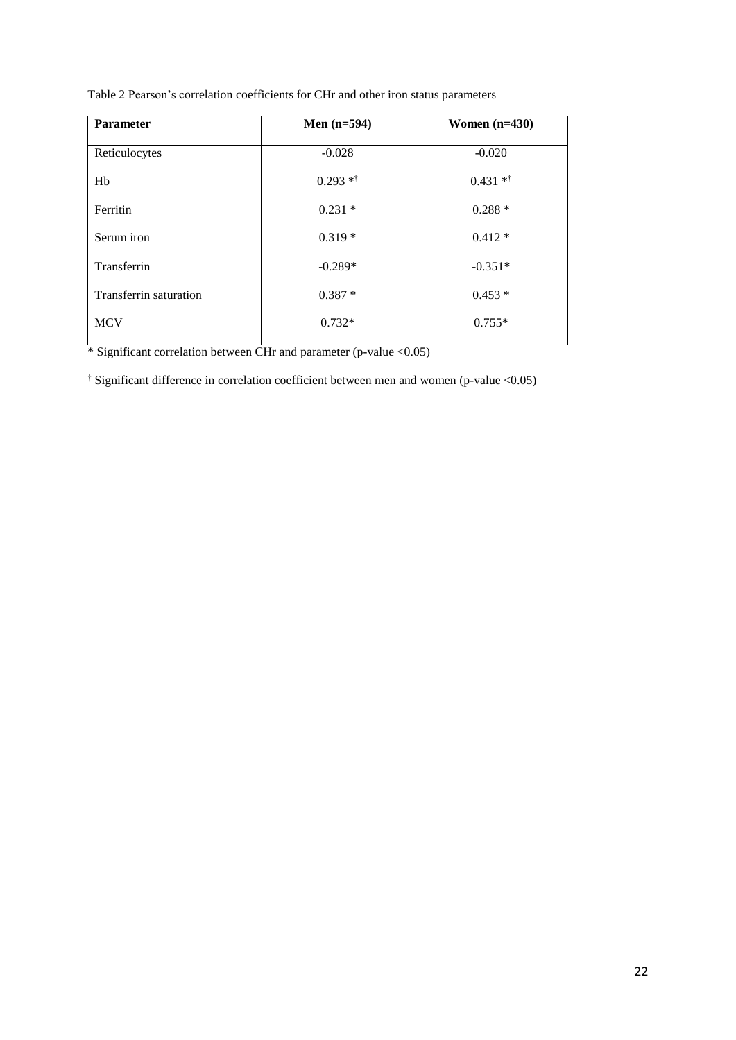Table 2 Pearson's correlation coefficients for CHr and other iron status parameters

| **Parameter** | **Men (n=594)** | **Women (n=430)** |
|---|---|---|
| Reticulocytes | -0.028 | -0.020 |
| Hb | 0.293 *† | 0.431 *† |
| Ferritin | 0.231 * | 0.288 * |
| Serum iron | 0.319 * | 0.412 * |
| Transferrin | -0.289* | -0.351* |
| Transferrin saturation | 0.387 * | 0.453 * |
| MCV | 0.732* | 0.755* |

* Significant correlation between CHr and parameter (p-value <0.05)

† Significant difference in correlation coefficient between men and women (p-value <0.05)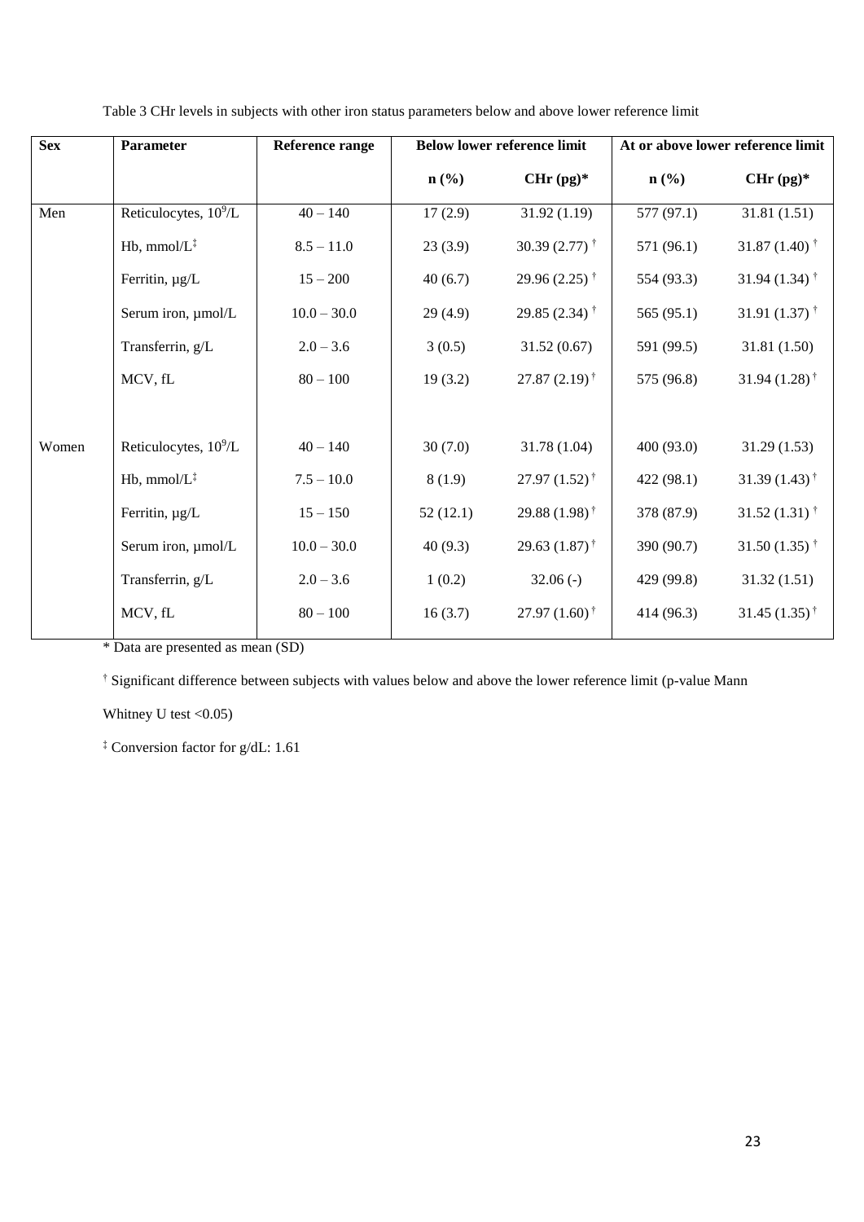Table 3 CHr levels in subjects with other iron status parameters below and above lower reference limit

| Sex | Parameter | Reference range | Below lower reference limit | | At or above lower reference limit | |
|---|---|---|---|---|---|---|
| | | | n (%) | CHr (pg)* | n (%) | CHr (pg)* |
| Men | Reticulocytes, $10^9$/L | 40 – 140 | 17 (2.9) | 31.92 (1.19) | 577 (97.1) | 31.81 (1.51) |
| | Hb, mmol/L‡ | 8.5 – 11.0 | 23 (3.9) | 30.39 (2.77) † | 571 (96.1) | 31.87 (1.40) † |
| | Ferritin, µg/L | 15 – 200 | 40 (6.7) | 29.96 (2.25) † | 554 (93.3) | 31.94 (1.34) † |
| | Serum iron, µmol/L | 10.0 – 30.0 | 29 (4.9) | 29.85 (2.34) † | 565 (95.1) | 31.91 (1.37) † |
| | Transferrin, g/L | 2.0 – 3.6 | 3 (0.5) | 31.52 (0.67) | 591 (99.5) | 31.81 (1.50) |
| | MCV, fL | 80 – 100 | 19 (3.2) | 27.87 (2.19) † | 575 (96.8) | 31.94 (1.28) † |
| Women | Reticulocytes, $10^9$/L | 40 – 140 | 30 (7.0) | 31.78 (1.04) | 400 (93.0) | 31.29 (1.53) |
| | Hb, mmol/L‡ | 7.5 – 10.0 | 8 (1.9) | 27.97 (1.52) † | 422 (98.1) | 31.39 (1.43) † |
| | Ferritin, µg/L | 15 – 150 | 52 (12.1) | 29.88 (1.98) † | 378 (87.9) | 31.52 (1.31) † |
| | Serum iron, µmol/L | 10.0 – 30.0 | 40 (9.3) | 29.63 (1.87) † | 390 (90.7) | 31.50 (1.35) † |
| | Transferrin, g/L | 2.0 – 3.6 | 1 (0.2) | 32.06 (-) | 429 (99.8) | 31.32 (1.51) |
| | MCV, fL | 80 – 100 | 16 (3.7) | 27.97 (1.60) † | 414 (96.3) | 31.45 (1.35) † |

* Data are presented as mean (SD)

† Significant difference between subjects with values below and above the lower reference limit (p-value Mann Whitney U test $<0.05$)

‡ Conversion factor for g/dL: 1.61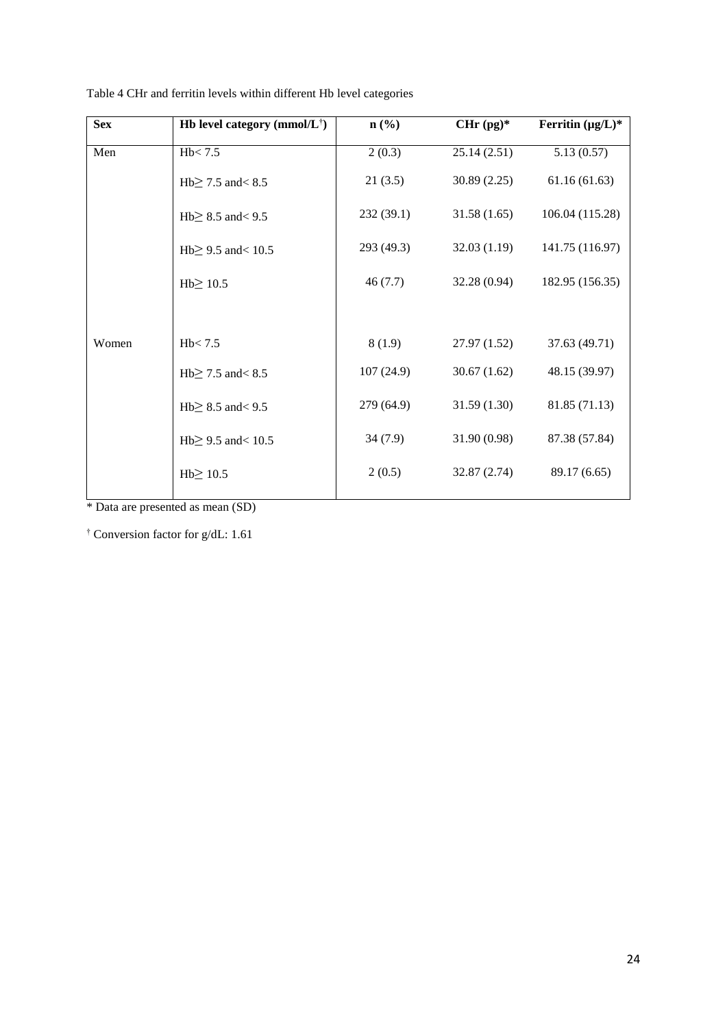Table 4 CHr and ferritin levels within different Hb level categories

| Sex | Hb level category (mmol/L[†]) | n (%) | CHr (pg)* | Ferritin (µg/L)* |
|---|---|---|---|---|
| Men | Hb< 7.5 | 2 (0.3) | 25.14 (2.51) | 5.13 (0.57) |
| | Hb≥ 7.5 and< 8.5 | 21 (3.5) | 30.89 (2.25) | 61.16 (61.63) |
| | Hb≥ 8.5 and< 9.5 | 232 (39.1) | 31.58 (1.65) | 106.04 (115.28) |
| | Hb≥ 9.5 and< 10.5 | 293 (49.3) | 32.03 (1.19) | 141.75 (116.97) |
| | Hb≥ 10.5 | 46 (7.7) | 32.28 (0.94) | 182.95 (156.35) |
| Women | Hb< 7.5 | 8 (1.9) | 27.97 (1.52) | 37.63 (49.71) |
| | Hb≥ 7.5 and< 8.5 | 107 (24.9) | 30.67 (1.62) | 48.15 (39.97) |
| | Hb≥ 8.5 and< 9.5 | 279 (64.9) | 31.59 (1.30) | 81.85 (71.13) |
| | Hb≥ 9.5 and< 10.5 | 34 (7.9) | 31.90 (0.98) | 87.38 (57.84) |
| | Hb≥ 10.5 | 2 (0.5) | 32.87 (2.74) | 89.17 (6.65) |

* Data are presented as mean (SD)

[†] Conversion factor for g/dL: 1.61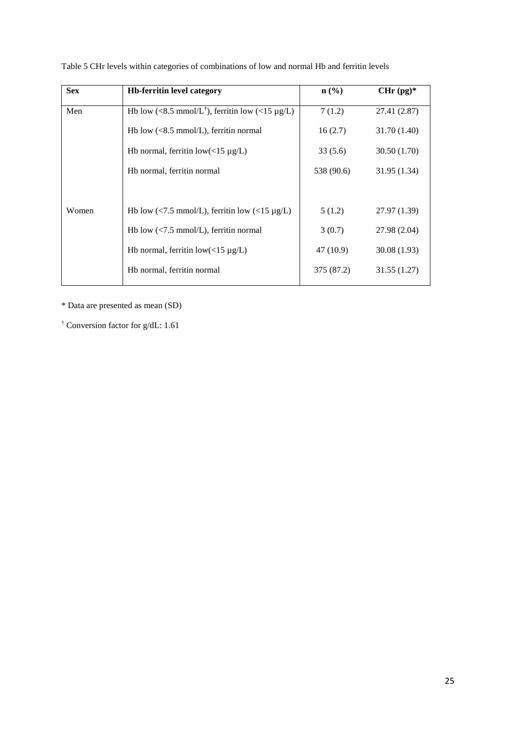Table 5 CHr levels within categories of combinations of low and normal Hb and ferritin levels

| Sex | Hb-ferritin level category | n (%) | CHr (pg)* |
|---|---|---|---|
| Men | Hb low (<8.5 mmol/L[†]), ferritin low (<15 µg/L) | 7 (1.2) | 27.41 (2.87) |
| | Hb low (<8.5 mmol/L), ferritin normal | 16 (2.7) | 31.70 (1.40) |
| | Hb normal, ferritin low(<15 µg/L) | 33 (5.6) | 30.50 (1.70) |
| | Hb normal, ferritin normal | 538 (90.6) | 31.95 (1.34) |
| Women | Hb low (<7.5 mmol/L), ferritin low (<15 µg/L) | 5 (1.2) | 27.97 (1.39) |
| | Hb low (<7.5 mmol/L), ferritin normal | 3 (0.7) | 27.98 (2.04) |
| | Hb normal, ferritin low(<15 µg/L) | 47 (10.9) | 30.08 (1.93) |
| | Hb normal, ferritin normal | 375 (87.2) | 31.55 (1.27) |

* Data are presented as mean (SD)

[†] Conversion factor for g/dL: 1.61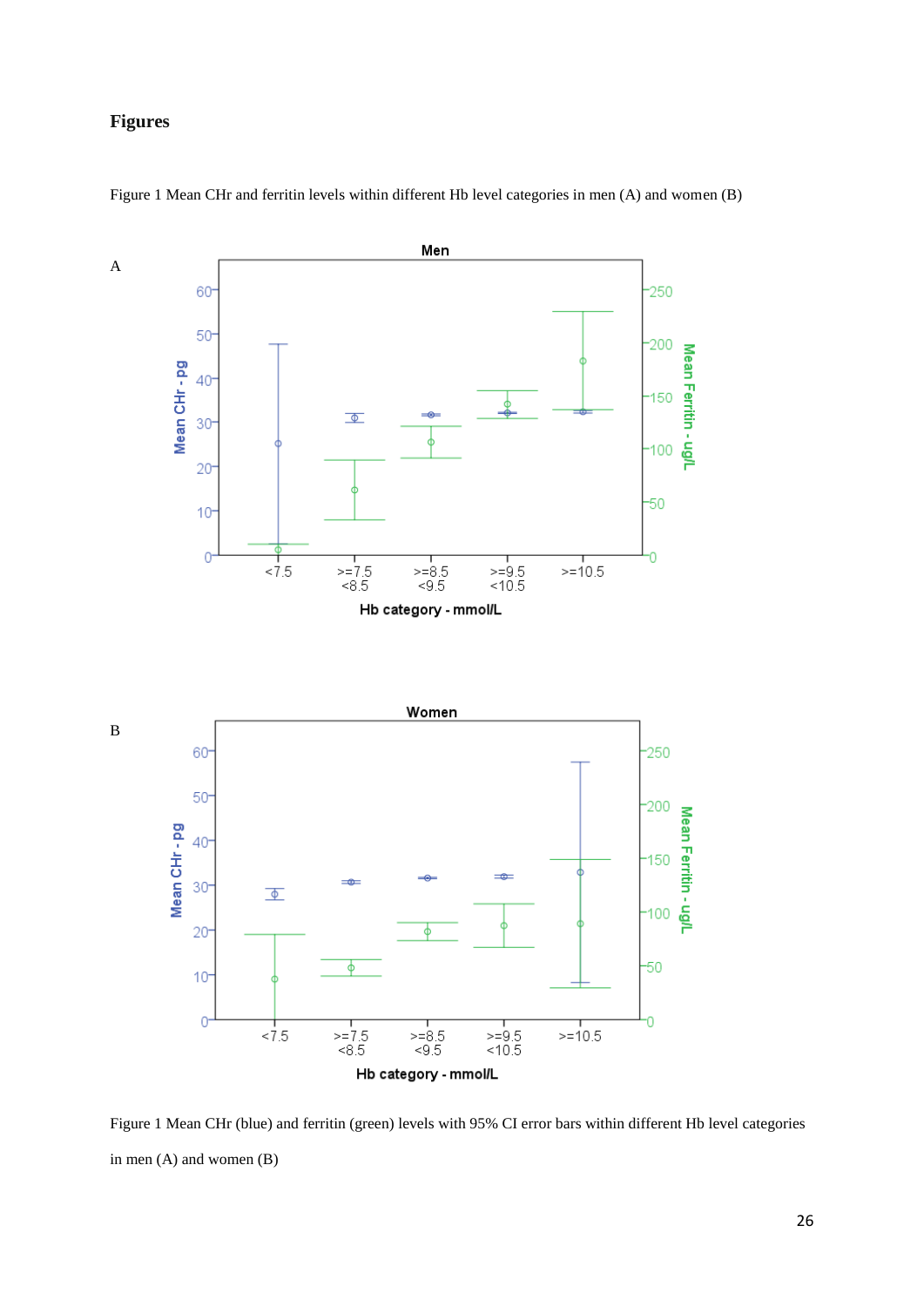## Figures

Figure 1 Mean CHr and ferritin levels within different Hb level categories in men (A) and women (B)

A

Men

Mean CHr - pg

0
10
20
30
40
50
60

Mean Ferritin - ug/L

0
50
100
150
200
250

<7.5
>=7.5 <8.5
>=8.5 <9.5
>=9.5 <10.5
>=10.5

Hb category - mmol/L

B

Women

Mean CHr - pg

0
10
20
30
40
50
60

Mean Ferritin - ug/L

0
50
100
150
200
250

<7.5
>=7.5 <8.5
>=8.5 <9.5
>=9.5 <10.5
>=10.5

Hb category - mmol/L

Figure 1 Mean CHr (blue) and ferritin (green) levels with 95% CI error bars within different Hb level categories in men (A) and women (B)